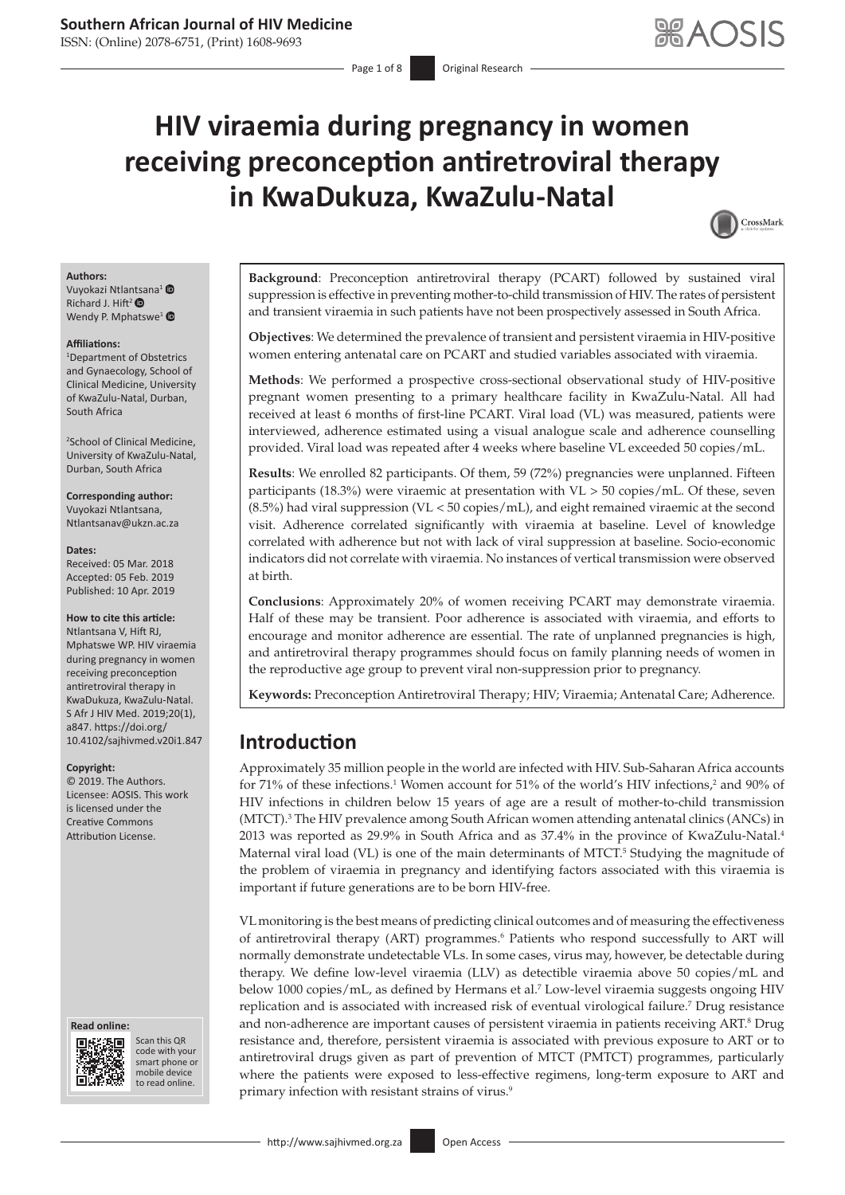# HIV viraemia during pregnancy in women receiving preconception antiretroviral therapy in KwaDukuza, KwaZulu-Natal

**Authors:**
Vuyokazi Ntlantsana[1]
Richard J. Hift[2]
Wendy P. Mphatswe[1]

**Affiliations:**
[1]Department of Obstetrics and Gynaecology, School of Clinical Medicine, University of KwaZulu-Natal, Durban, South Africa

[2]School of Clinical Medicine, University of KwaZulu-Natal, Durban, South Africa

**Corresponding author:**
Vuyokazi Ntlantsana,
Ntlantsanav@ukzn.ac.za

**Dates:**
Received: 05 Mar. 2018
Accepted: 05 Feb. 2019
Published: 10 Apr. 2019

**How to cite this article:**
Ntlantsana V, Hift RJ, Mphatswe WP. HIV viraemia during pregnancy in women receiving preconception antiretroviral therapy in KwaDukuza, KwaZulu-Natal. S Afr J HIV Med. 2019;20(1), a847. https://doi.org/10.4102/sajhivmed.v20i1.847

**Copyright:**
© 2019. The Authors. Licensee: AOSIS. This work is licensed under the Creative Commons Attribution License.

**Background**: Preconception antiretroviral therapy (PCART) followed by sustained viral suppression is effective in preventing mother-to-child transmission of HIV. The rates of persistent and transient viraemia in such patients have not been prospectively assessed in South Africa.

**Objectives**: We determined the prevalence of transient and persistent viraemia in HIV-positive women entering antenatal care on PCART and studied variables associated with viraemia.

**Methods**: We performed a prospective cross-sectional observational study of HIV-positive pregnant women presenting to a primary healthcare facility in KwaZulu-Natal. All had received at least 6 months of first-line PCART. Viral load (VL) was measured, patients were interviewed, adherence estimated using a visual analogue scale and adherence counselling provided. Viral load was repeated after 4 weeks where baseline VL exceeded 50 copies/mL.

**Results**: We enrolled 82 participants. Of them, 59 (72%) pregnancies were unplanned. Fifteen participants (18.3%) were viraemic at presentation with VL > 50 copies/mL. Of these, seven (8.5%) had viral suppression (VL < 50 copies/mL), and eight remained viraemic at the second visit. Adherence correlated significantly with viraemia at baseline. Level of knowledge correlated with adherence but not with lack of viral suppression at baseline. Socio-economic indicators did not correlate with viraemia. No instances of vertical transmission were observed at birth.

**Conclusions**: Approximately 20% of women receiving PCART may demonstrate viraemia. Half of these may be transient. Poor adherence is associated with viraemia, and efforts to encourage and monitor adherence are essential. The rate of unplanned pregnancies is high, and antiretroviral therapy programmes should focus on family planning needs of women in the reproductive age group to prevent viral non-suppression prior to pregnancy.

**Keywords:** Preconception Antiretroviral Therapy; HIV; Viraemia; Antenatal Care; Adherence.

## Introduction

Approximately 35 million people in the world are infected with HIV. Sub-Saharan Africa accounts for 71% of these infections.[1] Women account for 51% of the world's HIV infections,[2] and 90% of HIV infections in children below 15 years of age are a result of mother-to-child transmission (MTCT).[3] The HIV prevalence among South African women attending antenatal clinics (ANCs) in 2013 was reported as 29.9% in South Africa and as 37.4% in the province of KwaZulu-Natal.[4] Maternal viral load (VL) is one of the main determinants of MTCT.[5] Studying the magnitude of the problem of viraemia in pregnancy and identifying factors associated with this viraemia is important if future generations are to be born HIV-free.

VL monitoring is the best means of predicting clinical outcomes and of measuring the effectiveness of antiretroviral therapy (ART) programmes.[6] Patients who respond successfully to ART will normally demonstrate undetectable VLs. In some cases, virus may, however, be detectable during therapy. We define low-level viraemia (LLV) as detectible viraemia above 50 copies/mL and below 1000 copies/mL, as defined by Hermans et al.[7] Low-level viraemia suggests ongoing HIV replication and is associated with increased risk of eventual virological failure.[7] Drug resistance and non-adherence are important causes of persistent viraemia in patients receiving ART.[8] Drug resistance and, therefore, persistent viraemia is associated with previous exposure to ART or to antiretroviral drugs given as part of prevention of MTCT (PMTCT) programmes, particularly where the patients were exposed to less-effective regimens, long-term exposure to ART and primary infection with resistant strains of virus.[9]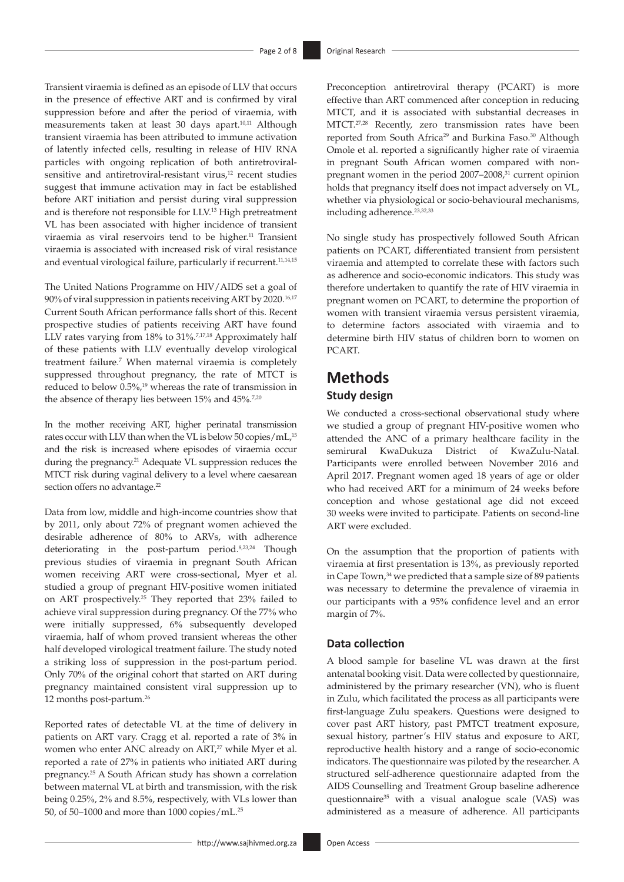Transient viraemia is defined as an episode of LLV that occurs in the presence of effective ART and is confirmed by viral suppression before and after the period of viraemia, with measurements taken at least 30 days apart.[10,11] Although transient viraemia has been attributed to immune activation of latently infected cells, resulting in release of HIV RNA particles with ongoing replication of both antiretroviral-sensitive and antiretroviral-resistant virus,[12] recent studies suggest that immune activation may in fact be established before ART initiation and persist during viral suppression and is therefore not responsible for LLV.[13] High pretreatment VL has been associated with higher incidence of transient viraemia as viral reservoirs tend to be higher.[11] Transient viraemia is associated with increased risk of viral resistance and eventual virological failure, particularly if recurrent.[11,14,15]

The United Nations Programme on HIV/AIDS set a goal of 90% of viral suppression in patients receiving ART by 2020.[16,17] Current South African performance falls short of this. Recent prospective studies of patients receiving ART have found LLV rates varying from 18% to 31%.[7,17,18] Approximately half of these patients with LLV eventually develop virological treatment failure.[7] When maternal viraemia is completely suppressed throughout pregnancy, the rate of MTCT is reduced to below 0.5%,[19] whereas the rate of transmission in the absence of therapy lies between 15% and 45%.[7,20]

In the mother receiving ART, higher perinatal transmission rates occur with LLV than when the VL is below 50 copies/mL,[15] and the risk is increased where episodes of viraemia occur during the pregnancy.[21] Adequate VL suppression reduces the MTCT risk during vaginal delivery to a level where caesarean section offers no advantage.[22]

Data from low, middle and high-income countries show that by 2011, only about 72% of pregnant women achieved the desirable adherence of 80% to ARVs, with adherence deteriorating in the post-partum period.[8,23,24] Though previous studies of viraemia in pregnant South African women receiving ART were cross-sectional, Myer et al. studied a group of pregnant HIV-positive women initiated on ART prospectively.[25] They reported that 23% failed to achieve viral suppression during pregnancy. Of the 77% who were initially suppressed, 6% subsequently developed viraemia, half of whom proved transient whereas the other half developed virological treatment failure. The study noted a striking loss of suppression in the post-partum period. Only 70% of the original cohort that started on ART during pregnancy maintained consistent viral suppression up to 12 months post-partum.[26]

Reported rates of detectable VL at the time of delivery in patients on ART vary. Cragg et al. reported a rate of 3% in women who enter ANC already on ART,[27] while Myer et al. reported a rate of 27% in patients who initiated ART during pregnancy.[25] A South African study has shown a correlation between maternal VL at birth and transmission, with the risk being 0.25%, 2% and 8.5%, respectively, with VLs lower than 50, of 50–1000 and more than 1000 copies/mL.[25]

Preconception antiretroviral therapy (PCART) is more effective than ART commenced after conception in reducing MTCT, and it is associated with substantial decreases in MTCT.[27,28] Recently, zero transmission rates have been reported from South Africa[29] and Burkina Faso.[30] Although Omole et al. reported a significantly higher rate of viraemia in pregnant South African women compared with non-pregnant women in the period 2007–2008,[31] current opinion holds that pregnancy itself does not impact adversely on VL, whether via physiological or socio-behavioural mechanisms, including adherence.[23,32,33]

No single study has prospectively followed South African patients on PCART, differentiated transient from persistent viraemia and attempted to correlate these with factors such as adherence and socio-economic indicators. This study was therefore undertaken to quantify the rate of HIV viraemia in pregnant women on PCART, to determine the proportion of women with transient viraemia versus persistent viraemia, to determine factors associated with viraemia and to determine birth HIV status of children born to women on PCART.

# Methods

## Study design

We conducted a cross-sectional observational study where we studied a group of pregnant HIV-positive women who attended the ANC of a primary healthcare facility in the semirural KwaDukuza District of KwaZulu-Natal. Participants were enrolled between November 2016 and April 2017. Pregnant women aged 18 years of age or older who had received ART for a minimum of 24 weeks before conception and whose gestational age did not exceed 30 weeks were invited to participate. Patients on second-line ART were excluded.

On the assumption that the proportion of patients with viraemia at first presentation is 13%, as previously reported in Cape Town,[34] we predicted that a sample size of 89 patients was necessary to determine the prevalence of viraemia in our participants with a 95% confidence level and an error margin of 7%.

## Data collection

A blood sample for baseline VL was drawn at the first antenatal booking visit. Data were collected by questionnaire, administered by the primary researcher (VN), who is fluent in Zulu, which facilitated the process as all participants were first-language Zulu speakers. Questions were designed to cover past ART history, past PMTCT treatment exposure, sexual history, partner's HIV status and exposure to ART, reproductive health history and a range of socio-economic indicators. The questionnaire was piloted by the researcher. A structured self-adherence questionnaire adapted from the AIDS Counselling and Treatment Group baseline adherence questionnaire[35] with a visual analogue scale (VAS) was administered as a measure of adherence. All participants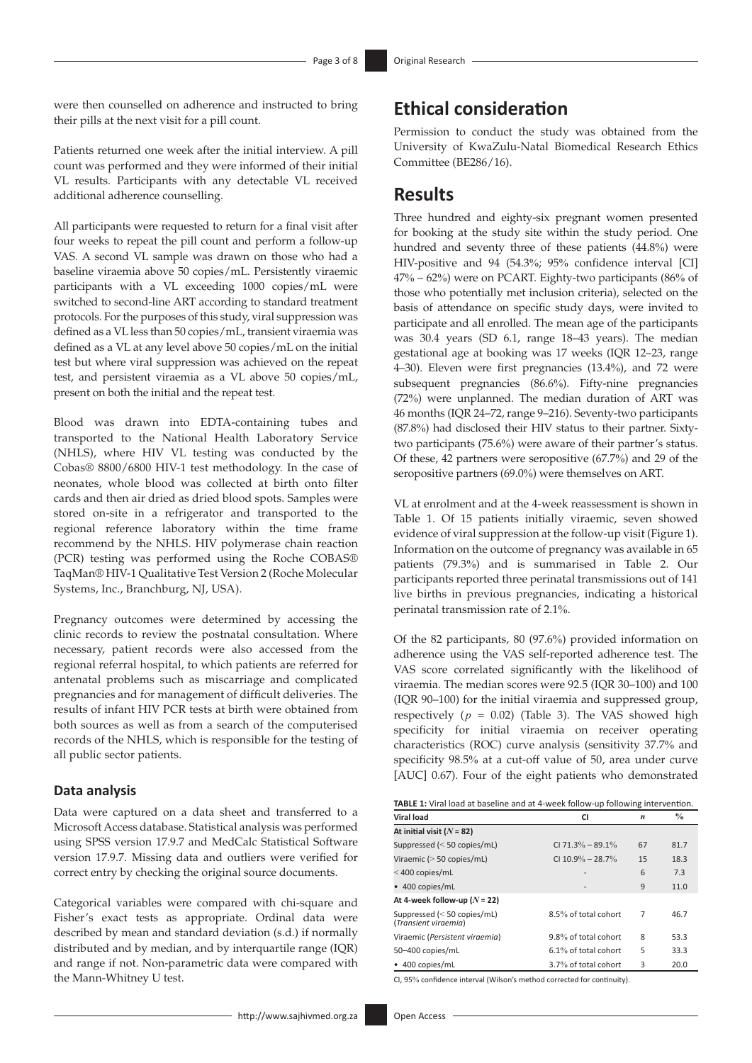were then counselled on adherence and instructed to bring their pills at the next visit for a pill count.

Patients returned one week after the initial interview. A pill count was performed and they were informed of their initial VL results. Participants with any detectable VL received additional adherence counselling.

All participants were requested to return for a final visit after four weeks to repeat the pill count and perform a follow-up VAS. A second VL sample was drawn on those who had a baseline viraemia above 50 copies/mL. Persistently viraemic participants with a VL exceeding 1000 copies/mL were switched to second-line ART according to standard treatment protocols. For the purposes of this study, viral suppression was defined as a VL less than 50 copies/mL, transient viraemia was defined as a VL at any level above 50 copies/mL on the initial test but where viral suppression was achieved on the repeat test, and persistent viraemia as a VL above 50 copies/mL, present on both the initial and the repeat test.

Blood was drawn into EDTA-containing tubes and transported to the National Health Laboratory Service (NHLS), where HIV VL testing was conducted by the Cobas® 8800/6800 HIV-1 test methodology. In the case of neonates, whole blood was collected at birth onto filter cards and then air dried as dried blood spots. Samples were stored on-site in a refrigerator and transported to the regional reference laboratory within the time frame recommend by the NHLS. HIV polymerase chain reaction (PCR) testing was performed using the Roche COBAS® TaqMan® HIV-1 Qualitative Test Version 2 (Roche Molecular Systems, Inc., Branchburg, NJ, USA).

Pregnancy outcomes were determined by accessing the clinic records to review the postnatal consultation. Where necessary, patient records were also accessed from the regional referral hospital, to which patients are referred for antenatal problems such as miscarriage and complicated pregnancies and for management of difficult deliveries. The results of infant HIV PCR tests at birth were obtained from both sources as well as from a search of the computerised records of the NHLS, which is responsible for the testing of all public sector patients.

### Data analysis

Data were captured on a data sheet and transferred to a Microsoft Access database. Statistical analysis was performed using SPSS version 17.9.7 and MedCalc Statistical Software version 17.9.7. Missing data and outliers were verified for correct entry by checking the original source documents.

Categorical variables were compared with chi-square and Fisher's exact tests as appropriate. Ordinal data were described by mean and standard deviation (s.d.) if normally distributed and by median, and by interquartile range (IQR) and range if not. Non-parametric data were compared with the Mann-Whitney U test.

## Ethical consideration

Permission to conduct the study was obtained from the University of KwaZulu-Natal Biomedical Research Ethics Committee (BE286/16).

## Results

Three hundred and eighty-six pregnant women presented for booking at the study site within the study period. One hundred and seventy three of these patients (44.8%) were HIV-positive and 94 (54.3%; 95% confidence interval [CI] 47% – 62%) were on PCART. Eighty-two participants (86% of those who potentially met inclusion criteria), selected on the basis of attendance on specific study days, were invited to participate and all enrolled. The mean age of the participants was 30.4 years (SD 6.1, range 18–43 years). The median gestational age at booking was 17 weeks (IQR 12–23, range 4–30). Eleven were first pregnancies (13.4%), and 72 were subsequent pregnancies (86.6%). Fifty-nine pregnancies (72%) were unplanned. The median duration of ART was 46 months (IQR 24–72, range 9–216). Seventy-two participants (87.8%) had disclosed their HIV status to their partner. Sixty-two participants (75.6%) were aware of their partner's status. Of these, 42 partners were seropositive (67.7%) and 29 of the seropositive partners (69.0%) were themselves on ART.

VL at enrolment and at the 4-week reassessment is shown in Table 1. Of 15 patients initially viraemic, seven showed evidence of viral suppression at the follow-up visit (Figure 1). Information on the outcome of pregnancy was available in 65 patients (79.3%) and is summarised in Table 2. Our participants reported three perinatal transmissions out of 141 live births in previous pregnancies, indicating a historical perinatal transmission rate of 2.1%.

Of the 82 participants, 80 (97.6%) provided information on adherence using the VAS self-reported adherence test. The VAS score correlated significantly with the likelihood of viraemia. The median scores were 92.5 (IQR 30–100) and 100 (IQR 90–100) for the initial viraemia and suppressed group, respectively ($p$ = 0.02) (Table 3). The VAS showed high specificity for initial viraemia on receiver operating characteristics (ROC) curve analysis (sensitivity 37.7% and specificity 98.5% at a cut-off value of 50, area under curve [AUC] 0.67). Four of the eight patients who demonstrated

**TABLE 1:** Viral load at baseline and at 4-week follow-up following intervention.

| Viral load | CI | *n* | % |
|---|---|---|---|
| **At initial visit (*N* = 82)** | | | |
| Suppressed (< 50 copies/mL) | CI 71.3% – 89.1% | 67 | 81.7 |
| Viraemic (> 50 copies/mL) | CI 10.9% – 28.7% | 15 | 18.3 |
| < 400 copies/mL | - | 6 | 7.3 |
| • 400 copies/mL | - | 9 | 11.0 |
| **At 4-week follow-up (*N* = 22)** | | | |
| Suppressed (< 50 copies/mL) (*Transient viraemia*) | 8.5% of total cohort | 7 | 46.7 |
| Viraemic (*Persistent viraemia*) | 9.8% of total cohort | 8 | 53.3 |
| 50–400 copies/mL | 6.1% of total cohort | 5 | 33.3 |
| • 400 copies/mL | 3.7% of total cohort | 3 | 20.0 |

CI, 95% confidence interval (Wilson's method corrected for continuity).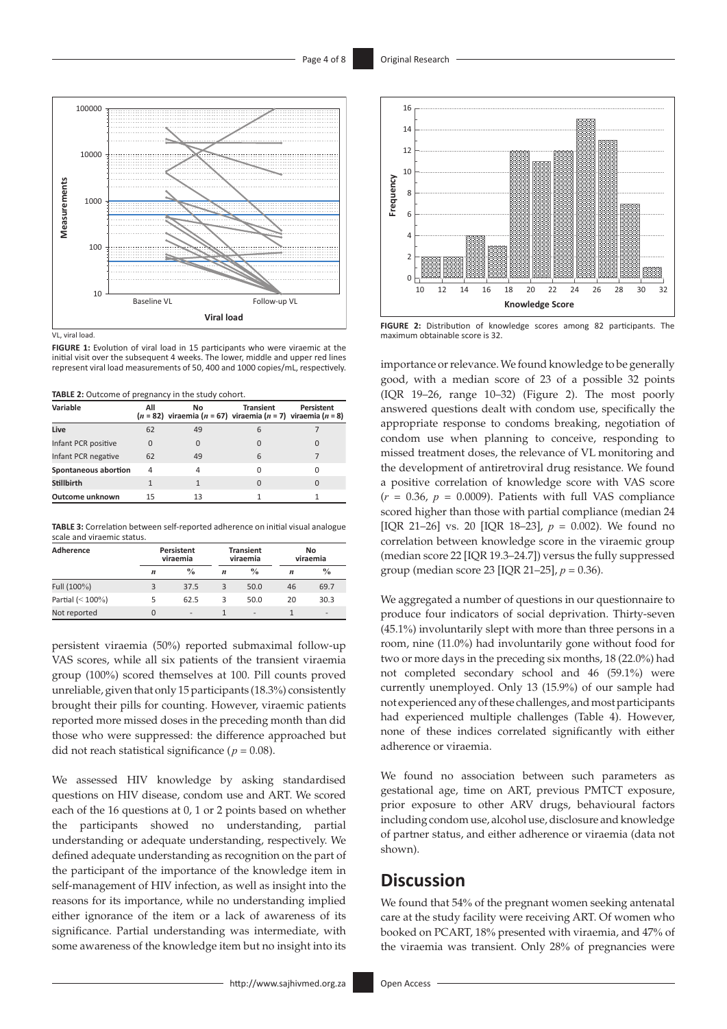VL, viral load.

**FIGURE 1:** Evolution of viral load in 15 participants who were viraemic at the initial visit over the subsequent 4 weeks. The lower, middle and upper red lines represent viral load measurements of 50, 400 and 1000 copies/mL, respectively.

**TABLE 2:** Outcome of pregnancy in the study cohort.

| Variable | All ($n$ = 82) | No viraemia ($n$ = 67) | Transient viraemia ($n$ = 7) | Persistent viraemia ($n$ = 8) |
|---|---|---|---|---|
| **Live** | 62 | 49 | 6 | 7 |
| Infant PCR positive | 0 | 0 | 0 | 0 |
| Infant PCR negative | 62 | 49 | 6 | 7 |
| **Spontaneous abortion** | 4 | 4 | 0 | 0 |
| **Stillbirth** | 1 | 1 | 0 | 0 |
| **Outcome unknown** | 15 | 13 | 1 | 1 |

**TABLE 3:** Correlation between self-reported adherence on initial visual analogue scale and viraemic status.

| Adherence | Persistent viraemia | | Transient viraemia | | No viraemia | |
|---|---|---|---|---|---|---|
| | $n$ | % | $n$ | % | $n$ | % |
| Full (100%) | 3 | 37.5 | 3 | 50.0 | 46 | 69.7 |
| Partial (< 100%) | 5 | 62.5 | 3 | 50.0 | 20 | 30.3 |
| Not reported | 0 | - | 1 | - | 1 | - |

persistent viraemia (50%) reported submaximal follow-up VAS scores, while all six patients of the transient viraemia group (100%) scored themselves at 100. Pill counts proved unreliable, given that only 15 participants (18.3%) consistently brought their pills for counting. However, viraemic patients reported more missed doses in the preceding month than did those who were suppressed: the difference approached but did not reach statistical significance ($p = 0.08$).

We assessed HIV knowledge by asking standardised questions on HIV disease, condom use and ART. We scored each of the 16 questions at 0, 1 or 2 points based on whether the participants showed no understanding, partial understanding or adequate understanding, respectively. We defined adequate understanding as recognition on the part of the participant of the importance of the knowledge item in self-management of HIV infection, as well as insight into the reasons for its importance, while no understanding implied either ignorance of the item or a lack of awareness of its significance. Partial understanding was intermediate, with some awareness of the knowledge item but no insight into its importance or relevance. We found knowledge to be generally good, with a median score of 23 of a possible 32 points (IQR 19–26, range 10–32) (Figure 2). The most poorly answered questions dealt with condom use, specifically the appropriate response to condoms breaking, negotiation of condom use when planning to conceive, responding to missed treatment doses, the relevance of VL monitoring and the development of antiretroviral drug resistance. We found a positive correlation of knowledge score with VAS score ($r = 0.36$, $p = 0.0009$). Patients with full VAS compliance scored higher than those with partial compliance (median 24 [IQR 21–26] vs. 20 [IQR 18–23], $p = 0.002$). We found no correlation between knowledge score in the viraemic group (median score 22 [IQR 19.3–24.7]) versus the fully suppressed group (median score 23 [IQR 21–25], $p = 0.36$).

**FIGURE 2:** Distribution of knowledge scores among 82 participants. The maximum obtainable score is 32.

We aggregated a number of questions in our questionnaire to produce four indicators of social deprivation. Thirty-seven (45.1%) involuntarily slept with more than three persons in a room, nine (11.0%) had involuntarily gone without food for two or more days in the preceding six months, 18 (22.0%) had not completed secondary school and 46 (59.1%) were currently unemployed. Only 13 (15.9%) of our sample had not experienced any of these challenges, and most participants had experienced multiple challenges (Table 4). However, none of these indices correlated significantly with either adherence or viraemia.

We found no association between such parameters as gestational age, time on ART, previous PMTCT exposure, prior exposure to other ARV drugs, behavioural factors including condom use, alcohol use, disclosure and knowledge of partner status, and either adherence or viraemia (data not shown).

## Discussion

We found that 54% of the pregnant women seeking antenatal care at the study facility were receiving ART. Of women who booked on PCART, 18% presented with viraemia, and 47% of the viraemia was transient. Only 28% of pregnancies were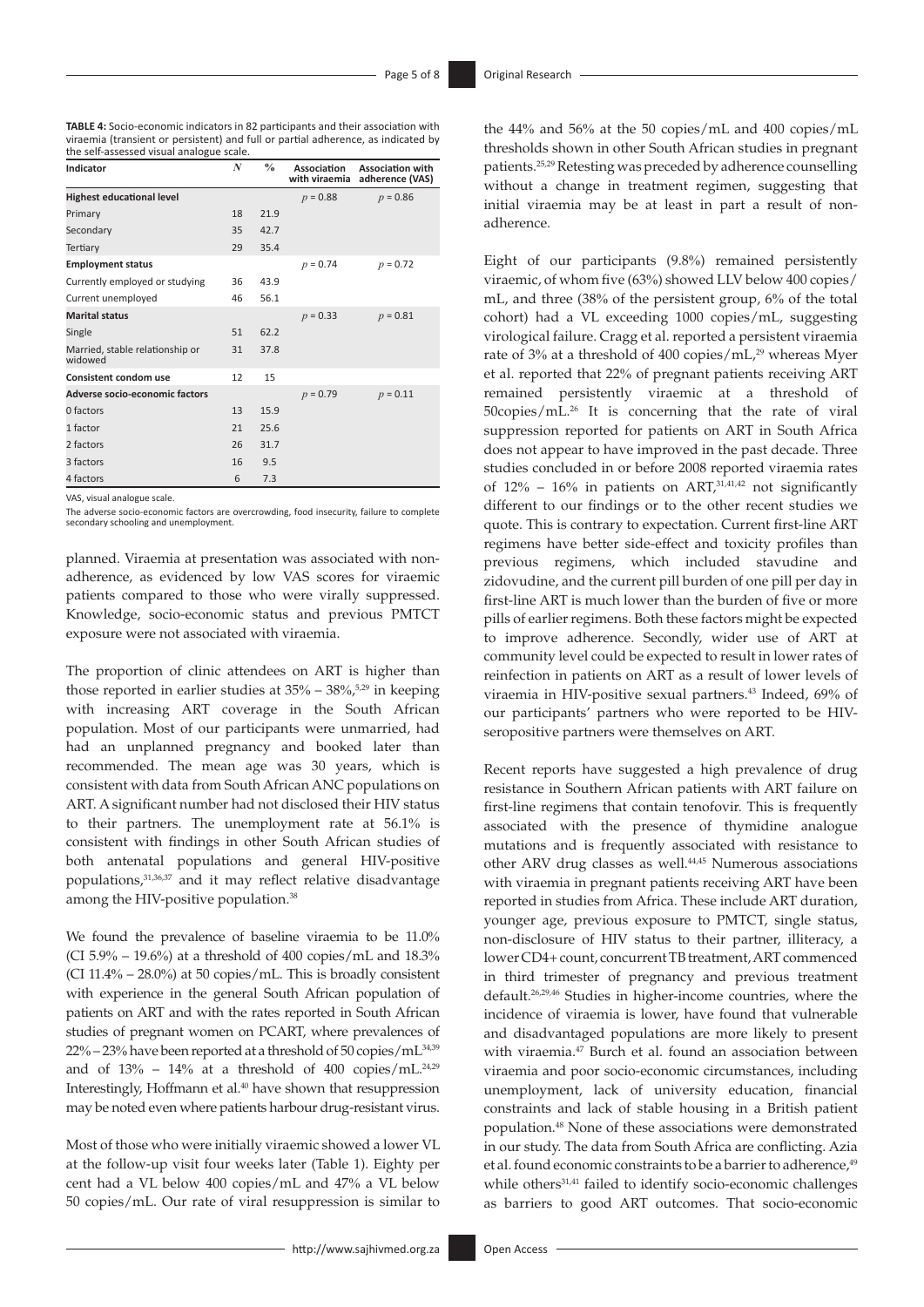**TABLE 4:** Socio-economic indicators in 82 participants and their association with viraemia (transient or persistent) and full or partial adherence, as indicated by the self-assessed visual analogue scale.

| Indicator | $N$ | % | Association with viraemia | Association with adherence (VAS) |
|---|---|---|---|---|
| **Highest educational level** | | | $p = 0.88$ | $p = 0.86$ |
| Primary | 18 | 21.9 | | |
| Secondary | 35 | 42.7 | | |
| Tertiary | 29 | 35.4 | | |
| **Employment status** | | | $p = 0.74$ | $p = 0.72$ |
| Currently employed or studying | 36 | 43.9 | | |
| Current unemployed | 46 | 56.1 | | |
| **Marital status** | | | $p = 0.33$ | $p = 0.81$ |
| Single | 51 | 62.2 | | |
| Married, stable relationship or widowed | 31 | 37.8 | | |
| **Consistent condom use** | 12 | 15 | | |
| **Adverse socio-economic factors** | | | $p = 0.79$ | $p = 0.11$ |
| 0 factors | 13 | 15.9 | | |
| 1 factor | 21 | 25.6 | | |
| 2 factors | 26 | 31.7 | | |
| 3 factors | 16 | 9.5 | | |
| 4 factors | 6 | 7.3 | | |

VAS, visual analogue scale.

The adverse socio-economic factors are overcrowding, food insecurity, failure to complete secondary schooling and unemployment.

planned. Viraemia at presentation was associated with non-adherence, as evidenced by low VAS scores for viraemic patients compared to those who were virally suppressed. Knowledge, socio-economic status and previous PMTCT exposure were not associated with viraemia.

The proportion of clinic attendees on ART is higher than those reported in earlier studies at 35% – 38%,[5,29] in keeping with increasing ART coverage in the South African population. Most of our participants were unmarried, had had an unplanned pregnancy and booked later than recommended. The mean age was 30 years, which is consistent with data from South African ANC populations on ART. A significant number had not disclosed their HIV status to their partners. The unemployment rate at 56.1% is consistent with findings in other South African studies of both antenatal populations and general HIV-positive populations,[31,36,37] and it may reflect relative disadvantage among the HIV-positive population.[38]

We found the prevalence of baseline viraemia to be 11.0% (CI 5.9% – 19.6%) at a threshold of 400 copies/mL and 18.3% (CI 11.4% – 28.0%) at 50 copies/mL. This is broadly consistent with experience in the general South African population of patients on ART and with the rates reported in South African studies of pregnant women on PCART, where prevalences of 22% – 23% have been reported at a threshold of 50 copies/mL[34,39] and of 13% – 14% at a threshold of 400 copies/mL.[24,29] Interestingly, Hoffmann et al.[40] have shown that resuppression may be noted even where patients harbour drug-resistant virus.

Most of those who were initially viraemic showed a lower VL at the follow-up visit four weeks later (Table 1). Eighty per cent had a VL below 400 copies/mL and 47% a VL below 50 copies/mL. Our rate of viral resuppression is similar to the 44% and 56% at the 50 copies/mL and 400 copies/mL thresholds shown in other South African studies in pregnant patients.[25,29] Retesting was preceded by adherence counselling without a change in treatment regimen, suggesting that initial viraemia may be at least in part a result of non-adherence.

Eight of our participants (9.8%) remained persistently viraemic, of whom five (63%) showed LLV below 400 copies/mL, and three (38% of the persistent group, 6% of the total cohort) had a VL exceeding 1000 copies/mL, suggesting virological failure. Cragg et al. reported a persistent viraemia rate of 3% at a threshold of 400 copies/mL,[29] whereas Myer et al. reported that 22% of pregnant patients receiving ART remained persistently viraemic at a threshold of 50copies/mL.[26] It is concerning that the rate of viral suppression reported for patients on ART in South Africa does not appear to have improved in the past decade. Three studies concluded in or before 2008 reported viraemia rates of 12% – 16% in patients on ART,[31,41,42] not significantly different to our findings or to the other recent studies we quote. This is contrary to expectation. Current first-line ART regimens have better side-effect and toxicity profiles than previous regimens, which included stavudine and zidovudine, and the current pill burden of one pill per day in first-line ART is much lower than the burden of five or more pills of earlier regimens. Both these factors might be expected to improve adherence. Secondly, wider use of ART at community level could be expected to result in lower rates of reinfection in patients on ART as a result of lower levels of viraemia in HIV-positive sexual partners.[43] Indeed, 69% of our participants' partners who were reported to be HIV-seropositive partners were themselves on ART.

Recent reports have suggested a high prevalence of drug resistance in Southern African patients with ART failure on first-line regimens that contain tenofovir. This is frequently associated with the presence of thymidine analogue mutations and is frequently associated with resistance to other ARV drug classes as well.[44,45] Numerous associations with viraemia in pregnant patients receiving ART have been reported in studies from Africa. These include ART duration, younger age, previous exposure to PMTCT, single status, non-disclosure of HIV status to their partner, illiteracy, a lower CD4+ count, concurrent TB treatment, ART commenced in third trimester of pregnancy and previous treatment default.[26,29,46] Studies in higher-income countries, where the incidence of viraemia is lower, have found that vulnerable and disadvantaged populations are more likely to present with viraemia.[47] Burch et al. found an association between viraemia and poor socio-economic circumstances, including unemployment, lack of university education, financial constraints and lack of stable housing in a British patient population.[48] None of these associations were demonstrated in our study. The data from South Africa are conflicting. Azia et al. found economic constraints to be a barrier to adherence,[49] while others[31,41] failed to identify socio-economic challenges as barriers to good ART outcomes. That socio-economic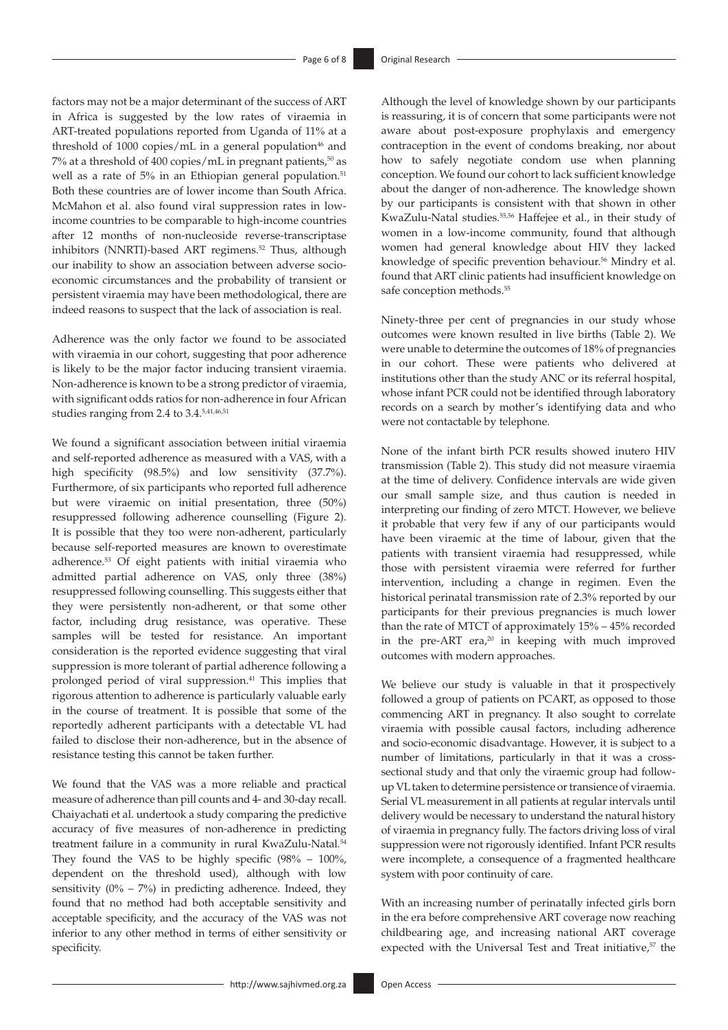factors may not be a major determinant of the success of ART in Africa is suggested by the low rates of viraemia in ART-treated populations reported from Uganda of 11% at a threshold of 1000 copies/mL in a general population[46] and 7% at a threshold of 400 copies/mL in pregnant patients,[50] as well as a rate of 5% in an Ethiopian general population.[51] Both these countries are of lower income than South Africa. McMahon et al. also found viral suppression rates in low-income countries to be comparable to high-income countries after 12 months of non-nucleoside reverse-transcriptase inhibitors (NNRTI)-based ART regimens.[52] Thus, although our inability to show an association between adverse socio-economic circumstances and the probability of transient or persistent viraemia may have been methodological, there are indeed reasons to suspect that the lack of association is real.

Adherence was the only factor we found to be associated with viraemia in our cohort, suggesting that poor adherence is likely to be the major factor inducing transient viraemia. Non-adherence is known to be a strong predictor of viraemia, with significant odds ratios for non-adherence in four African studies ranging from 2.4 to 3.4.[5,41,46,51]

We found a significant association between initial viraemia and self-reported adherence as measured with a VAS, with a high specificity (98.5%) and low sensitivity (37.7%). Furthermore, of six participants who reported full adherence but were viraemic on initial presentation, three (50%) resuppressed following adherence counselling (Figure 2). It is possible that they too were non-adherent, particularly because self-reported measures are known to overestimate adherence.[53] Of eight patients with initial viraemia who admitted partial adherence on VAS, only three (38%) resuppressed following counselling. This suggests either that they were persistently non-adherent, or that some other factor, including drug resistance, was operative. These samples will be tested for resistance. An important consideration is the reported evidence suggesting that viral suppression is more tolerant of partial adherence following a prolonged period of viral suppression.[41] This implies that rigorous attention to adherence is particularly valuable early in the course of treatment. It is possible that some of the reportedly adherent participants with a detectable VL had failed to disclose their non-adherence, but in the absence of resistance testing this cannot be taken further.

We found that the VAS was a more reliable and practical measure of adherence than pill counts and 4- and 30-day recall. Chaiyachati et al. undertook a study comparing the predictive accuracy of five measures of non-adherence in predicting treatment failure in a community in rural KwaZulu-Natal.[54] They found the VAS to be highly specific (98% – 100%, dependent on the threshold used), although with low sensitivity (0% – 7%) in predicting adherence. Indeed, they found that no method had both acceptable sensitivity and acceptable specificity, and the accuracy of the VAS was not inferior to any other method in terms of either sensitivity or specificity.

Although the level of knowledge shown by our participants is reassuring, it is of concern that some participants were not aware about post-exposure prophylaxis and emergency contraception in the event of condoms breaking, nor about how to safely negotiate condom use when planning conception. We found our cohort to lack sufficient knowledge about the danger of non-adherence. The knowledge shown by our participants is consistent with that shown in other KwaZulu-Natal studies.[55,56] Haffejee et al., in their study of women in a low-income community, found that although women had general knowledge about HIV they lacked knowledge of specific prevention behaviour.[56] Mindry et al. found that ART clinic patients had insufficient knowledge on safe conception methods.[55]

Ninety-three per cent of pregnancies in our study whose outcomes were known resulted in live births (Table 2). We were unable to determine the outcomes of 18% of pregnancies in our cohort. These were patients who delivered at institutions other than the study ANC or its referral hospital, whose infant PCR could not be identified through laboratory records on a search by mother's identifying data and who were not contactable by telephone.

None of the infant birth PCR results showed inutero HIV transmission (Table 2). This study did not measure viraemia at the time of delivery. Confidence intervals are wide given our small sample size, and thus caution is needed in interpreting our finding of zero MTCT. However, we believe it probable that very few if any of our participants would have been viraemic at the time of labour, given that the patients with transient viraemia had resuppressed, while those with persistent viraemia were referred for further intervention, including a change in regimen. Even the historical perinatal transmission rate of 2.3% reported by our participants for their previous pregnancies is much lower than the rate of MTCT of approximately 15% – 45% recorded in the pre-ART era,[20] in keeping with much improved outcomes with modern approaches.

We believe our study is valuable in that it prospectively followed a group of patients on PCART, as opposed to those commencing ART in pregnancy. It also sought to correlate viraemia with possible causal factors, including adherence and socio-economic disadvantage. However, it is subject to a number of limitations, particularly in that it was a cross-sectional study and that only the viraemic group had follow-up VL taken to determine persistence or transience of viraemia. Serial VL measurement in all patients at regular intervals until delivery would be necessary to understand the natural history of viraemia in pregnancy fully. The factors driving loss of viral suppression were not rigorously identified. Infant PCR results were incomplete, a consequence of a fragmented healthcare system with poor continuity of care.

With an increasing number of perinatally infected girls born in the era before comprehensive ART coverage now reaching childbearing age, and increasing national ART coverage expected with the Universal Test and Treat initiative,[57] the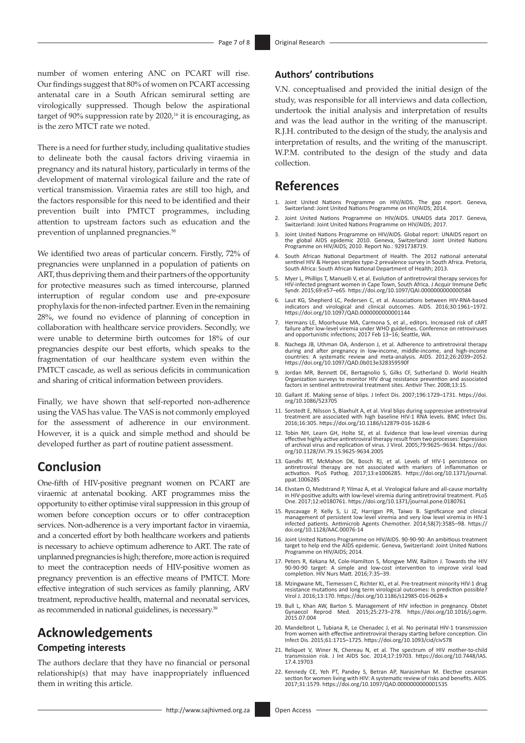number of women entering ANC on PCART will rise. Our findings suggest that 80% of women on PCART accessing antenatal care in a South African semirural setting are virologically suppressed. Though below the aspirational target of 90% suppression rate by 2020,[16] it is encouraging, as is the zero MTCT rate we noted.

There is a need for further study, including qualitative studies to delineate both the causal factors driving viraemia in pregnancy and its natural history, particularly in terms of the development of maternal virological failure and the rate of vertical transmission. Viraemia rates are still too high, and the factors responsible for this need to be identified and their prevention built into PMTCT programmes, including attention to upstream factors such as education and the prevention of unplanned pregnancies.[58]

We identified two areas of particular concern. Firstly, 72% of pregnancies were unplanned in a population of patients on ART, thus depriving them and their partners of the opportunity for protective measures such as timed intercourse, planned interruption of regular condom use and pre-exposure prophylaxis for the non-infected partner. Even in the remaining 28%, we found no evidence of planning of conception in collaboration with healthcare service providers. Secondly, we were unable to determine birth outcomes for 18% of our pregnancies despite our best efforts, which speaks to the fragmentation of our healthcare system even within the PMTCT cascade, as well as serious deficits in communication and sharing of critical information between providers.

Finally, we have shown that self-reported non-adherence using the VAS has value. The VAS is not commonly employed for the assessment of adherence in our environment. However, it is a quick and simple method and should be developed further as part of routine patient assessment.

# Conclusion

One-fifth of HIV-positive pregnant women on PCART are viraemic at antenatal booking. ART programmes miss the opportunity to either optimise viral suppression in this group of women before conception occurs or to offer contraception services. Non-adherence is a very important factor in viraemia, and a concerted effort by both healthcare workers and patients is necessary to achieve optimum adherence to ART. The rate of unplanned pregnancies is high; therefore, more action is required to meet the contraception needs of HIV-positive women as pregnancy prevention is an effective means of PMTCT. More effective integration of such services as family planning, ARV treatment, reproductive health, maternal and neonatal services, as recommended in national guidelines, is necessary.[59]

# Acknowledgements

## Competing interests

The authors declare that they have no financial or personal relationship(s) that may have inappropriately influenced them in writing this article.

## Authors' contributions

V.N. conceptualised and provided the initial design of the study, was responsible for all interviews and data collection, undertook the initial analysis and interpretation of results and was the lead author in the writing of the manuscript. R.J.H. contributed to the design of the study, the analysis and interpretation of results, and the writing of the manuscript. W.P.M. contributed to the design of the study and data collection.

# References

1. Joint United Nations Programme on HIV/AIDS. The gap report. Geneva, Switzerland: Joint United Nations Programme on HIV/AIDS; 2014.
2. Joint United Nations Programme on HIV/AIDS. UNAIDS data 2017. Geneva, Switzerland: Joint United Nations Programme on HIV/AIDS; 2017.
3. Joint United Nations Programme on HIV/AIDS. Global report: UNAIDS report on the global AIDS epidemic 2010. Geneva, Switzerland: Joint United Nations Programme on HIV/AIDS; 2010. Report No.: 9291738719.
4. South African National Department of Health. The 2012 national antenatal sentinel HIV & Herpes simplex type-2 prevalence survey in South Africa. Pretoria, South Africa: South African National Department of Health; 2013.
5. Myer L, Phillips T, Manuelli V, et al. Evolution of antiretroviral therapy services for HIV-infected pregnant women in Cape Town, South Africa. J Acquir Immune Defic Syndr. 2015;69:e57–e65. https://doi.org/10.1097/QAI.0000000000000584
6. Laut KG, Shepherd LC, Pedersen C, et al. Associations between HIV-RNA-based indicators and virological and clinical outcomes. AIDS. 2016;30:1961–1972. https://doi.org/10.1097/QAD.0000000000001144
7. Hermans LE, Moorhouse MA, Carmona S, et al., editors. Increased risk of cART failure after low-level viremia under WHO guidelines. Conference on retroviruses and opportunistic infections; 2017 Feb 13–16; Seattle, WA.
8. Nachega JB, Uthman OA, Anderson J, et al. Adherence to antiretroviral therapy during and after pregnancy in low-income, middle-income, and high-income countries: A systematic review and meta-analysis. AIDS. 2012;26:2039–2052. https://doi.org/10.1097/QAD.0b013e328359590f
9. Jordan MR, Bennett DE, Bertagnolio S, Gilks CF, Sutherland D. World Health Organization surveys to monitor HIV drug resistance prevention and associated factors in sentinel antiretroviral treatment sites. Antivir Ther. 2008;13:15.
10. Gallant JE. Making sense of blips. J Infect Dis. 2007;196:1729–1731. https://doi.org/10.1086/523705
11. Sorstedt E, Nilsson S, Blaxhult A, et al. Viral blips during suppressive antiretroviral treatment are associated with high baseline HIV-1 RNA levels. BMC Infect Dis. 2016;16:305. https://doi.org/10.1186/s12879-016-1628-6
12. Tobin NH, Learn GH, Holte SE, et al. Evidence that low-level viremias during effective highly active antiretroviral therapy result from two processes: Expression of archival virus and replication of virus. J Virol. 2005;79:9625–9634. https://doi.org/10.1128/JVI.79.15.9625-9634.2005
13. Gandhi RT, McMahon DK, Bosch RJ, et al. Levels of HIV-1 persistence on antiretroviral therapy are not associated with markers of inflammation or activation. PLoS Pathog. 2017;13:e1006285. https://doi.org/10.1371/journal.ppat.1006285
14. Elvstam O, Medstrand P, Yilmaz A, et al. Virological failure and all-cause mortality in HIV-positive adults with low-level viremia during antiretroviral treatment. PLoS One. 2017;12:e0180761. https://doi.org/10.1371/journal.pone.0180761
15. Ryscavage P, Kelly S, Li JZ, Harrigan PR, Taiwo B. Significance and clinical management of persistent low level viremia and very low level viremia in HIV-1 infected patients. Antimicrob Agents Chemother. 2014;58(7):3585–98. https://doi.org/10.1128/AAC.00076-14
16. Joint United Nations Programme on HIV/AIDS. 90-90-90: An ambitious treatment target to help end the AIDS epidemic. Geneva, Switzerland: Joint United Nations Programme on HIV/AIDS; 2014.
17. Peters R, Kekana M, Cole-Hamilton S, Mongwe MW, Railton J. Towards the HIV 90-90-90 target: A simple and low-cost intervention to improve viral load completion. HIV Nurs Matt. 2016;7:35–39.
18. Mzingwane ML, Tiemessen C, Richter KL, et al. Pre-treatment minority HIV-1 drug resistance mutations and long term virological outcomes: Is prediction possible? Virol J. 2016;13:170. https://doi.org/10.1186/s12985-016-0628-x
19. Bull L, Khan AW, Barton S. Management of HIV infection in pregnancy. Obstet Gynaecol Reprod Med. 2015;25:273–278. https://doi.org/10.1016/j.ogrm.2015.07.004
20. Mandelbrot L, Tubiana R, Le Chenadec J, et al. No perinatal HIV-1 transmission from women with effective antiretroviral therapy starting before conception. Clin Infect Dis. 2015;61:1715–1725. https://doi.org/10.1093/cid/civ578
21. Reliquet V, Winer N, Chereau N, et al. The spectrum of HIV mother-to-child transmission risk. J Int AIDS Soc. 2014;17:19703. https://doi.org/10.7448/IAS.17.4.19703
22. Kennedy CE, Yeh PT, Pandey S, Betran AP, Narasimhan M. Elective cesarean section for women living with HIV: A systematic review of risks and benefits. AIDS. 2017;31:1579. https://doi.org/10.1097/QAD.0000000000001535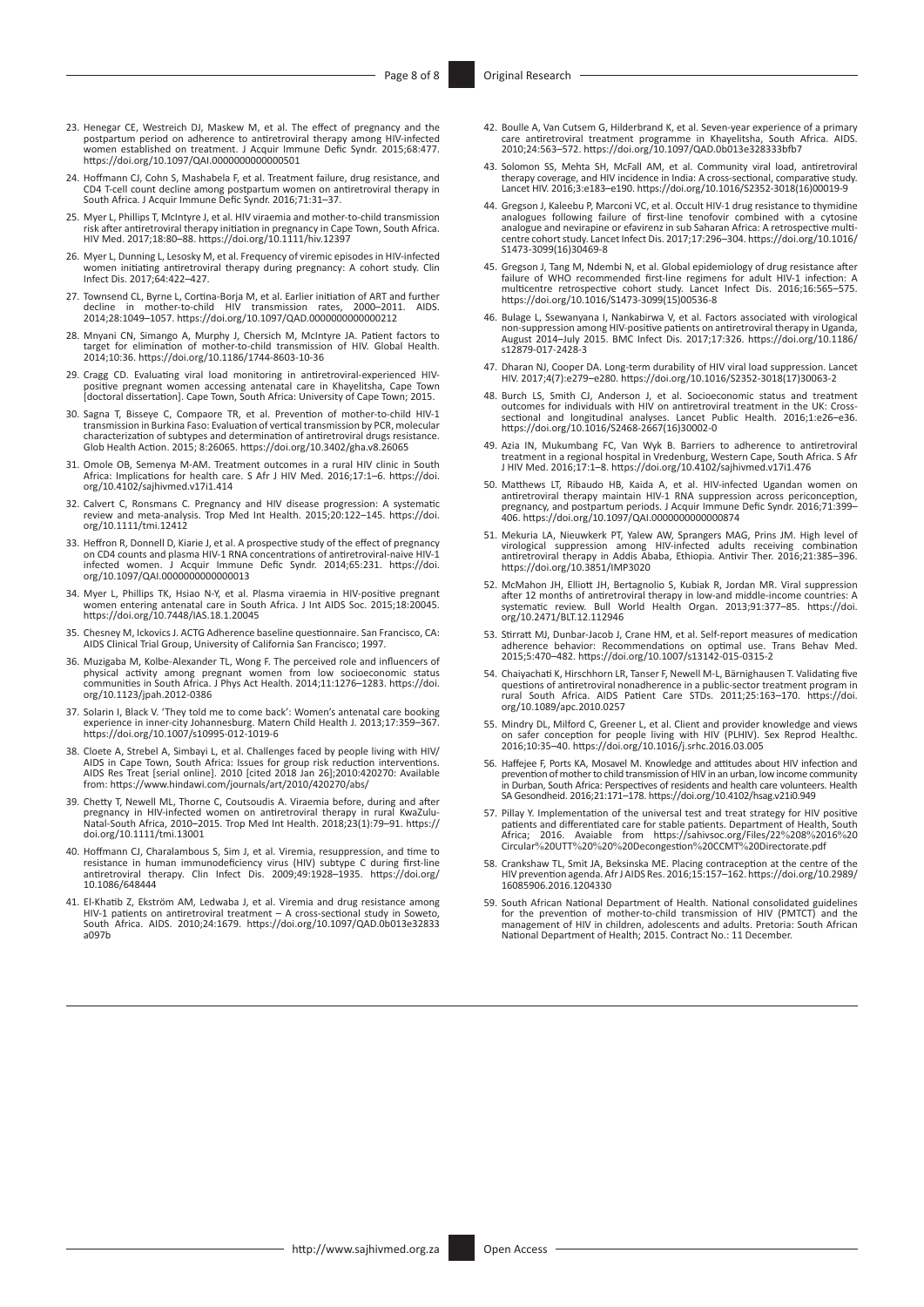23. Henegar CE, Westreich DJ, Maskew M, et al. The effect of pregnancy and the postpartum period on adherence to antiretroviral therapy among HIV-infected women established on treatment. J Acquir Immune Defic Syndr. 2015;68:477. https://doi.org/10.1097/QAI.0000000000000501

24. Hoffmann CJ, Cohn S, Mashabela F, et al. Treatment failure, drug resistance, and CD4 T-cell count decline among postpartum women on antiretroviral therapy in South Africa. J Acquir Immune Defic Syndr. 2016;71:31–37.

25. Myer L, Phillips T, McIntyre J, et al. HIV viraemia and mother-to-child transmission risk after antiretroviral therapy initiation in pregnancy in Cape Town, South Africa. HIV Med. 2017;18:80–88. https://doi.org/10.1111/hiv.12397

26. Myer L, Dunning L, Lesosky M, et al. Frequency of viremic episodes in HIV-infected women initiating antiretroviral therapy during pregnancy: A cohort study. Clin Infect Dis. 2017;64:422–427.

27. Townsend CL, Byrne L, Cortina-Borja M, et al. Earlier initiation of ART and further decline in mother-to-child HIV transmission rates, 2000–2011. AIDS. 2014;28:1049–1057. https://doi.org/10.1097/QAD.0000000000000212

28. Mnyani CN, Simango A, Murphy J, Chersich M, McIntyre JA. Patient factors to target for elimination of mother-to-child transmission of HIV. Global Health. 2014;10:36. https://doi.org/10.1186/1744-8603-10-36

29. Cragg CD. Evaluating viral load monitoring in antiretroviral-experienced HIV-positive pregnant women accessing antenatal care in Khayelitsha, Cape Town [doctoral dissertation]. Cape Town, South Africa: University of Cape Town; 2015.

30. Sagna T, Bisseye C, Compaore TR, et al. Prevention of mother-to-child HIV-1 transmission in Burkina Faso: Evaluation of vertical transmission by PCR, molecular characterization of subtypes and determination of antiretroviral drugs resistance. Glob Health Action. 2015; 8:26065. https://doi.org/10.3402/gha.v8.26065

31. Omole OB, Semenya M-AM. Treatment outcomes in a rural HIV clinic in South Africa: Implications for health care. S Afr J HIV Med. 2016;17:1–6. https://doi.org/10.4102/sajhivmed.v17i1.414

32. Calvert C, Ronsmans C. Pregnancy and HIV disease progression: A systematic review and meta-analysis. Trop Med Int Health. 2015;20:122–145. https://doi.org/10.1111/tmi.12412

33. Heffron R, Donnell D, Kiarie J, et al. A prospective study of the effect of pregnancy on CD4 counts and plasma HIV-1 RNA concentrations of antiretroviral-naive HIV-1 infected women. J Acquir Immune Defic Syndr. 2014;65:231. https://doi.org/10.1097/QAI.0000000000000013

34. Myer L, Phillips TK, Hsiao N-Y, et al. Plasma viraemia in HIV-positive pregnant women entering antenatal care in South Africa. J Int AIDS Soc. 2015;18:20045. https://doi.org/10.7448/IAS.18.1.20045

35. Chesney M, Ickovics J. ACTG Adherence baseline questionnaire. San Francisco, CA: AIDS Clinical Trial Group, University of California San Francisco; 1997.

36. Muzigaba M, Kolbe-Alexander TL, Wong F. The perceived role and influencers of physical activity among pregnant women from low socioeconomic status communities in South Africa. J Phys Act Health. 2014;11:1276–1283. https://doi.org/10.1123/jpah.2012-0386

37. Solarin I, Black V. 'They told me to come back': Women's antenatal care booking experience in inner-city Johannesburg. Matern Child Health J. 2013;17:359–367. https://doi.org/10.1007/s10995-012-1019-6

38. Cloete A, Strebel A, Simbayi L, et al. Challenges faced by people living with HIV/AIDS in Cape Town, South Africa: Issues for group risk reduction interventions. AIDS Res Treat [serial online]. 2010 [cited 2018 Jan 26];2010:420270: Available from: https://www.hindawi.com/journals/art/2010/420270/abs/

39. Chetty T, Newell ML, Thorne C, Coutsoudis A. Viraemia before, during and after pregnancy in HIV-infected women on antiretroviral therapy in rural KwaZulu-Natal-South Africa, 2010–2015. Trop Med Int Health. 2018;23(1):79–91. https://doi.org/10.1111/tmi.13001

40. Hoffmann CJ, Charalambous S, Sim J, et al. Viremia, resuppression, and time to resistance in human immunodeficiency virus (HIV) subtype C during first-line antiretroviral therapy. Clin Infect Dis. 2009;49:1928–1935. https://doi.org/10.1086/648444

41. El-Khatib Z, Ekström AM, Ledwaba J, et al. Viremia and drug resistance among HIV-1 patients on antiretroviral treatment – A cross-sectional study in Soweto, South Africa. AIDS. 2010;24:1679. https://doi.org/10.1097/QAD.0b013e32833a097b

42. Boulle A, Van Cutsem G, Hilderbrand K, et al. Seven-year experience of a primary care antiretroviral treatment programme in Khayelitsha, South Africa. AIDS. 2010;24:563–572. https://doi.org/10.1097/QAD.0b013e328333bfb7

43. Solomon SS, Mehta SH, McFall AM, et al. Community viral load, antiretroviral therapy coverage, and HIV incidence in India: A cross-sectional, comparative study. Lancet HIV. 2016;3:e183–e190. https://doi.org/10.1016/S2352-3018(16)00019-9

44. Gregson J, Kaleebu P, Marconi VC, et al. Occult HIV-1 drug resistance to thymidine analogues following failure of first-line tenofovir combined with a cytosine analogue and nevirapine or efavirenz in sub Saharan Africa: A retrospective multi-centre cohort study. Lancet Infect Dis. 2017;17:296–304. https://doi.org/10.1016/S1473-3099(16)30469-8

45. Gregson J, Tang M, Ndembi N, et al. Global epidemiology of drug resistance after failure of WHO recommended first-line regimens for adult HIV-1 infection: A multicentre retrospective cohort study. Lancet Infect Dis. 2016;16:565–575. https://doi.org/10.1016/S1473-3099(15)00536-8

46. Bulage L, Ssewanyana I, Nankabirwa V, et al. Factors associated with virological non-suppression among HIV-positive patients on antiretroviral therapy in Uganda, August 2014–July 2015. BMC Infect Dis. 2017;17:326. https://doi.org/10.1186/s12879-017-2428-3

47. Dharan NJ, Cooper DA. Long-term durability of HIV viral load suppression. Lancet HIV. 2017;4(7):e279–e280. https://doi.org/10.1016/S2352-3018(17)30063-2

48. Burch LS, Smith CJ, Anderson J, et al. Socioeconomic status and treatment outcomes for individuals with HIV on antiretroviral treatment in the UK: Cross-sectional and longitudinal analyses. Lancet Public Health. 2016;1:e26–e36. https://doi.org/10.1016/S2468-2667(16)30002-0

49. Azia IN, Mukumbang FC, Van Wyk B. Barriers to adherence to antiretroviral treatment in a regional hospital in Vredenburg, Western Cape, South Africa. S Afr J HIV Med. 2016;17:1–8. https://doi.org/10.4102/sajhivmed.v17i1.476

50. Matthews LT, Ribaudo HB, Kaida A, et al. HIV-infected Ugandan women on antiretroviral therapy maintain HIV-1 RNA suppression across periconception, pregnancy, and postpartum periods. J Acquir Immune Defic Syndr. 2016;71:399–406. https://doi.org/10.1097/QAI.0000000000000874

51. Mekuria LA, Nieuwkerk PT, Yalew AW, Sprangers MAG, Prins JM. High level of virological suppression among HIV-infected adults receiving combination antiretroviral therapy in Addis Ababa, Ethiopia. Antivir Ther. 2016;21:385–396. https://doi.org/10.3851/IMP3020

52. McMahon JH, Elliott JH, Bertagnolio S, Kubiak R, Jordan MR. Viral suppression after 12 months of antiretroviral therapy in low-and middle-income countries: A systematic review. Bull World Health Organ. 2013;91:377–85. https://doi.org/10.2471/BLT.12.112946

53. Stirratt MJ, Dunbar-Jacob J, Crane HM, et al. Self-report measures of medication adherence behavior: Recommendations on optimal use. Trans Behav Med. 2015;5:470–482. https://doi.org/10.1007/s13142-015-0315-2

54. Chaiyachati K, Hirschhorn LR, Tanser F, Newell M-L, Bärnighausen T. Validating five questions of antiretroviral nonadherence in a public-sector treatment program in rural South Africa. AIDS Patient Care STDs. 2011;25:163–170. https://doi.org/10.1089/apc.2010.0257

55. Mindry DL, Milford C, Greener L, et al. Client and provider knowledge and views on safer conception for people living with HIV (PLHIV). Sex Reprod Healthc. 2016;10:35–40. https://doi.org/10.1016/j.srhc.2016.03.005

56. Haffejee F, Ports KA, Mosavel M. Knowledge and attitudes about HIV infection and prevention of mother to child transmission of HIV in an urban, low income community in Durban, South Africa: Perspectives of residents and health care volunteers. Health SA Gesondheid. 2016;21:171–178. https://doi.org/10.4102/hsag.v21i0.949

57. Pillay Y. Implementation of the universal test and treat strategy for HIV positive patients and differentiated care for stable patients. Department of Health, South Africa; 2016. Avaiable from https://sahivsoc.org/Files/22%208%2016%20Circular%20UTT%20%20%20Decongestion%20CCMT%20Directorate.pdf

58. Crankshaw TL, Smit JA, Beksinska ME. Placing contraception at the centre of the HIV prevention agenda. Afr J AIDS Res. 2016;15:157–162. https://doi.org/10.2989/16085906.2016.1204330

59. South African National Department of Health. National consolidated guidelines for the prevention of mother-to-child transmission of HIV (PMTCT) and the management of HIV in children, adolescents and adults. Pretoria: South African National Department of Health; 2015. Contract No.: 11 December.